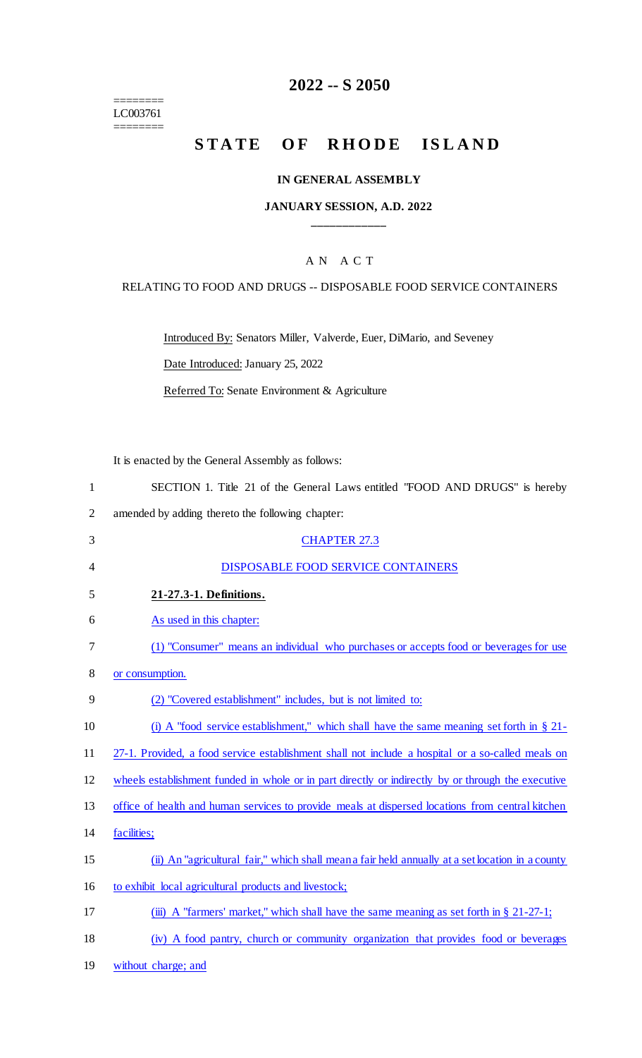========
LC003761
========

# 2022 -- S 2050

## STATE OF RHODE ISLAND

### IN GENERAL ASSEMBLY

### JANUARY SESSION, A.D. 2022

____________

A N A C T

RELATING TO FOOD AND DRUGS -- DISPOSABLE FOOD SERVICE CONTAINERS

Introduced By: Senators Miller, Valverde, Euer, DiMario, and Seveney

Date Introduced: January 25, 2022

Referred To: Senate Environment & Agriculture

It is enacted by the General Assembly as follows:

SECTION 1. Title 21 of the General Laws entitled "FOOD AND DRUGS" is hereby amended by adding thereto the following chapter:

CHAPTER 27.3

DISPOSABLE FOOD SERVICE CONTAINERS

**21-27.3-1. Definitions.**

As used in this chapter:

(1) "Consumer" means an individual who purchases or accepts food or beverages for use or consumption.

(2) "Covered establishment" includes, but is not limited to:

(i) A "food service establishment," which shall have the same meaning set forth in § 21-27-1. Provided, a food service establishment shall not include a hospital or a so-called meals on wheels establishment funded in whole or in part directly or indirectly by or through the executive office of health and human services to provide meals at dispersed locations from central kitchen facilities;

(ii) An "agricultural fair," which shall mean a fair held annually at a set location in a county to exhibit local agricultural products and livestock;

(iii) A "farmers' market," which shall have the same meaning as set forth in § 21-27-1;

(iv) A food pantry, church or community organization that provides food or beverages without charge; and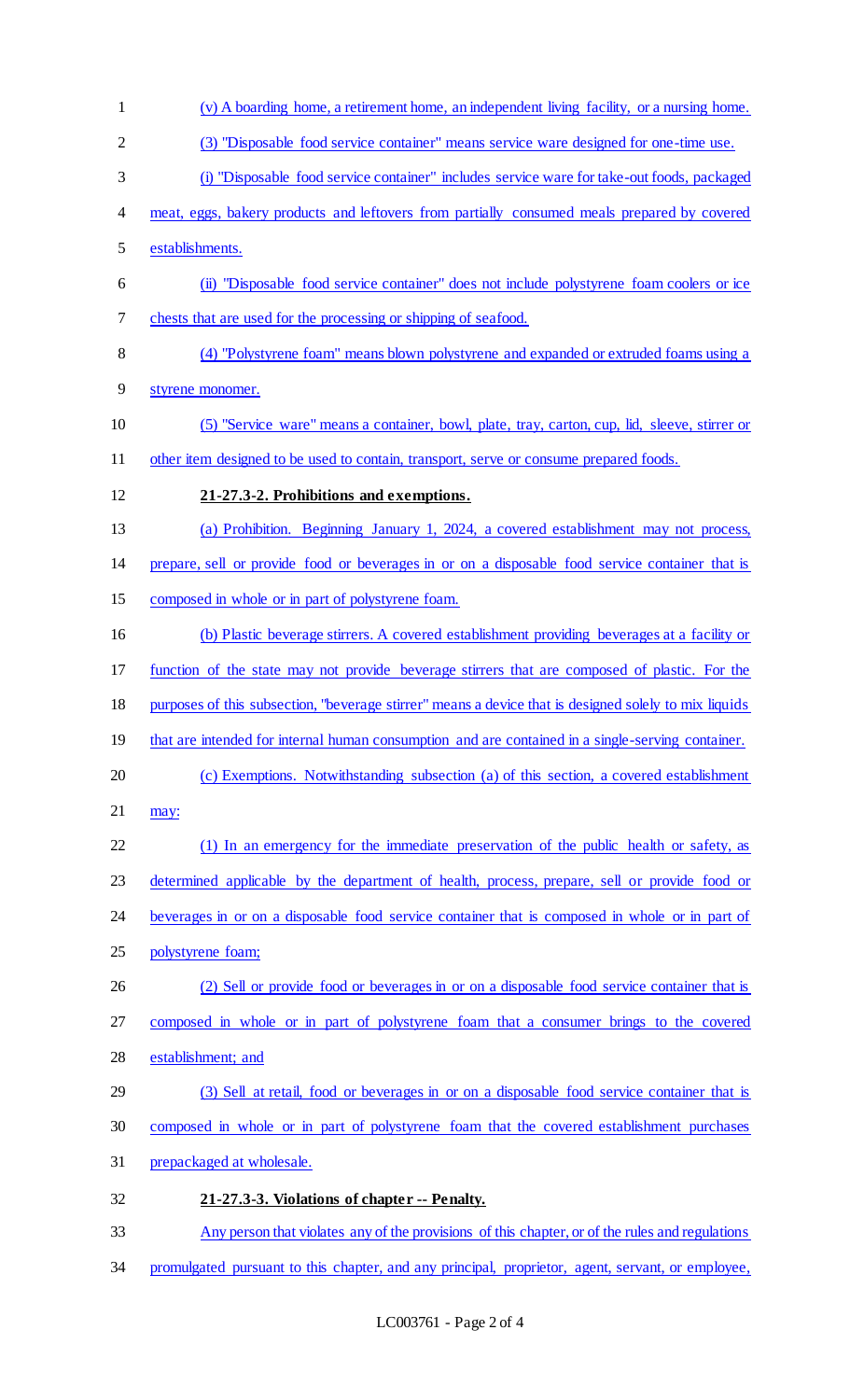(v) A boarding home, a retirement home, an independent living facility, or a nursing home.

(3) "Disposable food service container" means service ware designed for one-time use.

(i) "Disposable food service container" includes service ware for take-out foods, packaged meat, eggs, bakery products and leftovers from partially consumed meals prepared by covered establishments.

(ii) "Disposable food service container" does not include polystyrene foam coolers or ice chests that are used for the processing or shipping of seafood.

(4) "Polystyrene foam" means blown polystyrene and expanded or extruded foams using a styrene monomer.

(5) "Service ware" means a container, bowl, plate, tray, carton, cup, lid, sleeve, stirrer or other item designed to be used to contain, transport, serve or consume prepared foods.

**21-27.3-2. Prohibitions and exemptions.**

(a) Prohibition. Beginning January 1, 2024, a covered establishment may not process, prepare, sell or provide food or beverages in or on a disposable food service container that is composed in whole or in part of polystyrene foam.

(b) Plastic beverage stirrers. A covered establishment providing beverages at a facility or function of the state may not provide beverage stirrers that are composed of plastic. For the purposes of this subsection, "beverage stirrer" means a device that is designed solely to mix liquids that are intended for internal human consumption and are contained in a single-serving container.

(c) Exemptions. Notwithstanding subsection (a) of this section, a covered establishment may:

(1) In an emergency for the immediate preservation of the public health or safety, as determined applicable by the department of health, process, prepare, sell or provide food or beverages in or on a disposable food service container that is composed in whole or in part of polystyrene foam;

(2) Sell or provide food or beverages in or on a disposable food service container that is composed in whole or in part of polystyrene foam that a consumer brings to the covered establishment; and

(3) Sell at retail, food or beverages in or on a disposable food service container that is composed in whole or in part of polystyrene foam that the covered establishment purchases prepackaged at wholesale.

**21-27.3-3. Violations of chapter -- Penalty.**

Any person that violates any of the provisions of this chapter, or of the rules and regulations promulgated pursuant to this chapter, and any principal, proprietor, agent, servant, or employee,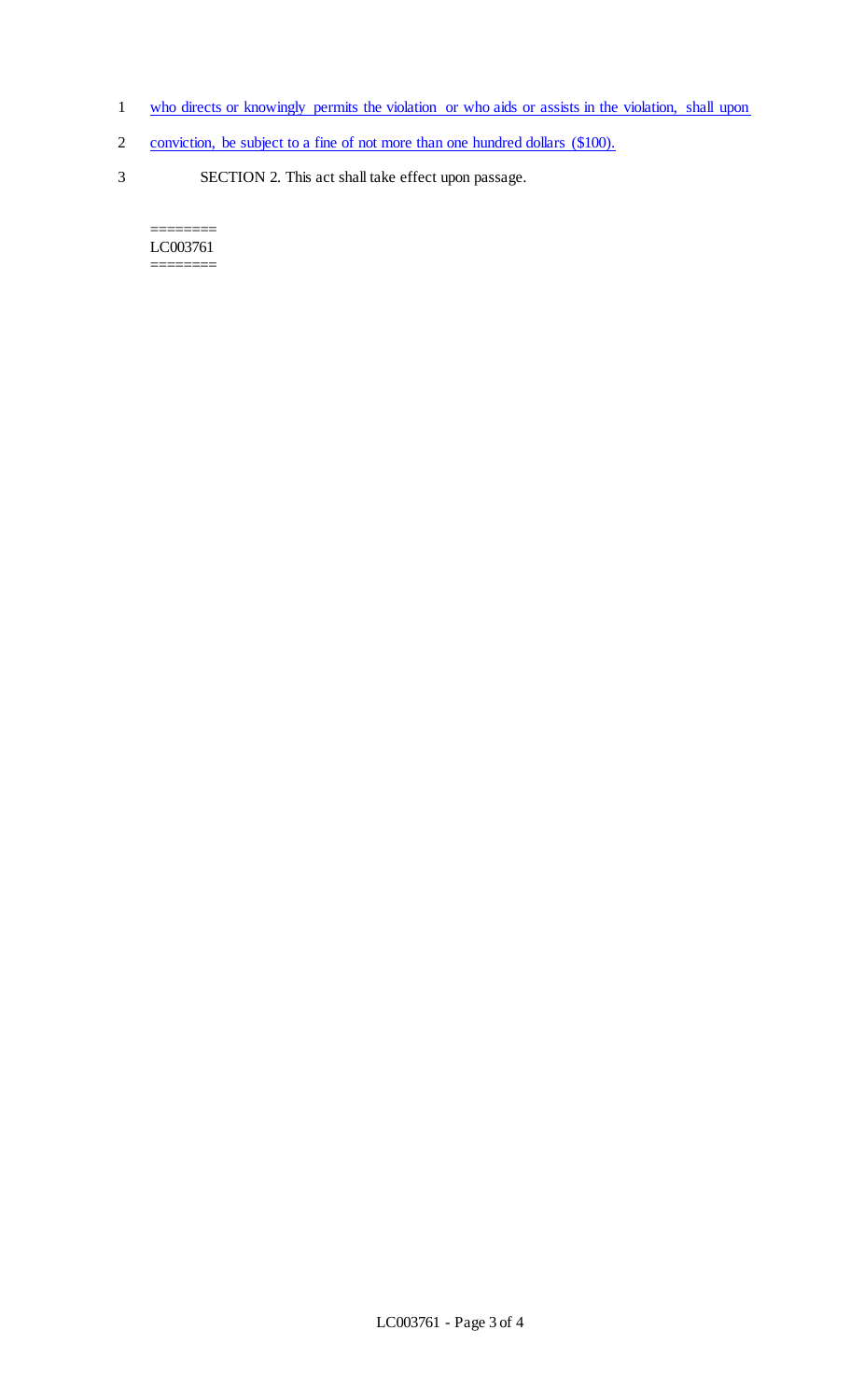who directs or knowingly permits the violation or who aids or assists in the violation, shall upon conviction, be subject to a fine of not more than one hundred dollars ($100).

SECTION 2. This act shall take effect upon passage.

========
LC003761
========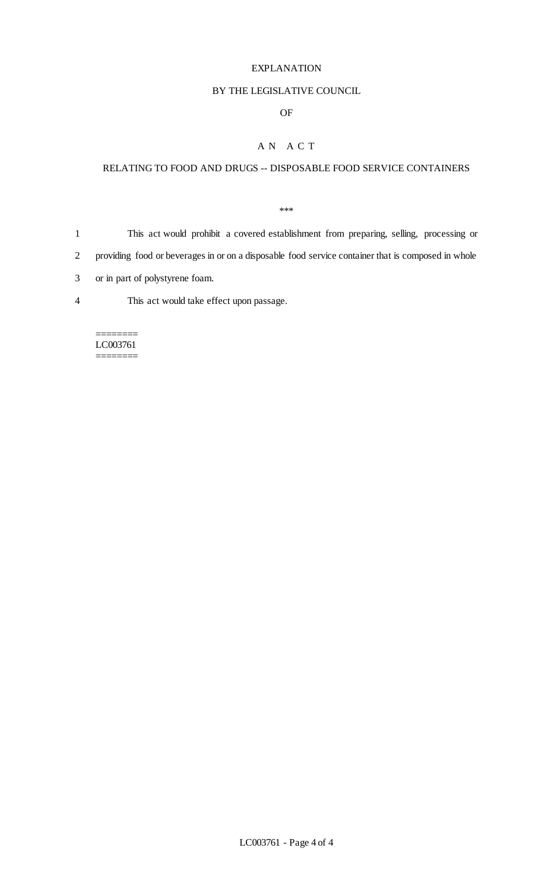EXPLANATION

BY THE LEGISLATIVE COUNCIL

OF

A N A C T

RELATING TO FOOD AND DRUGS -- DISPOSABLE FOOD SERVICE CONTAINERS

***

1 This act would prohibit a covered establishment from preparing, selling, processing or
2 providing food or beverages in or on a disposable food service container that is composed in whole
3 or in part of polystyrene foam.
4 This act would take effect upon passage.

========
LC003761
========